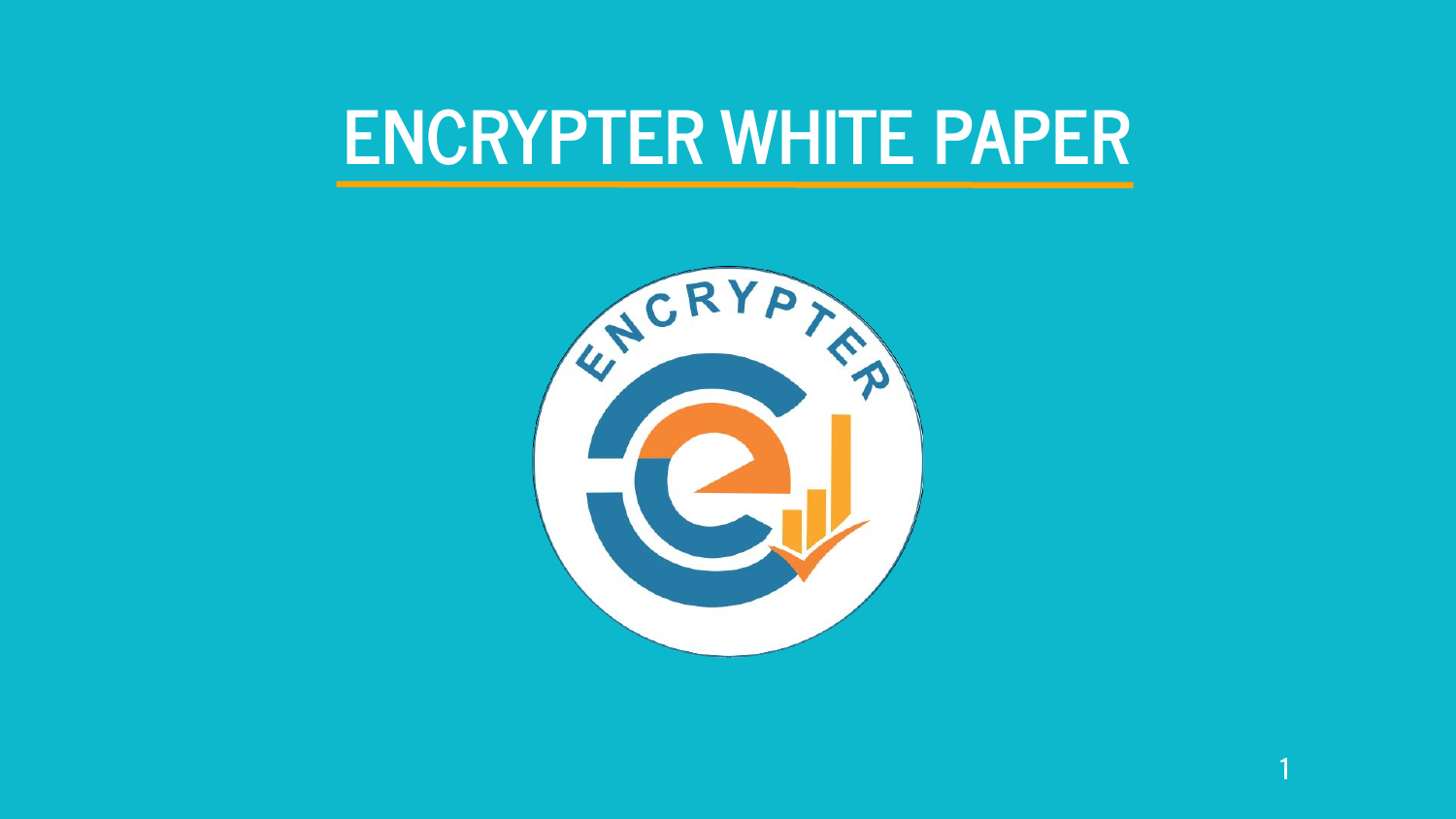# ENCRYPTER WHITE PAPER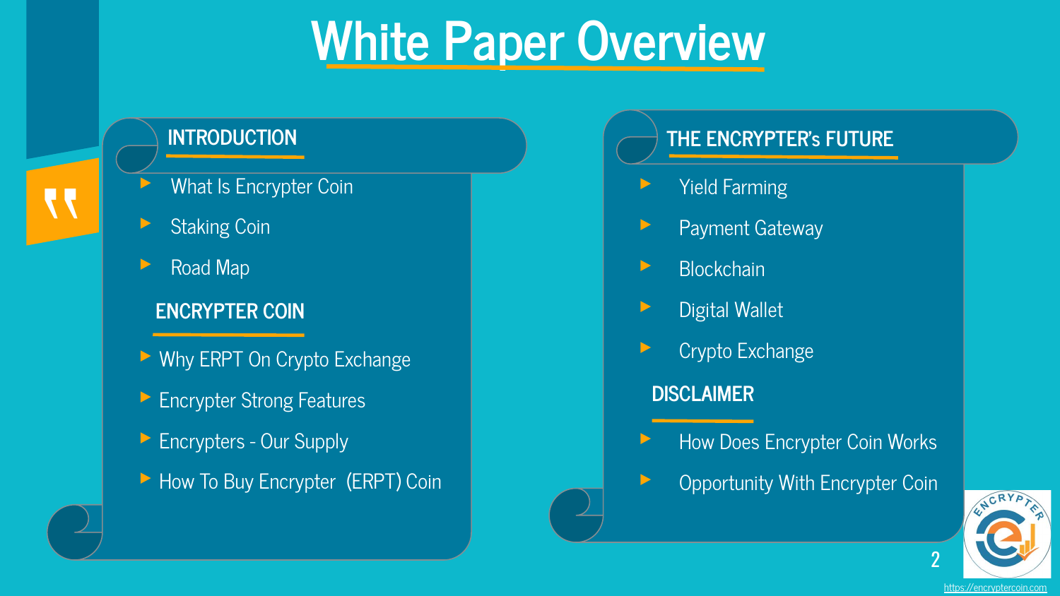# White Paper Overview

## INTRODUCTION

- What Is Encrypter Coin
- Staking Coin
- Road Map

## ENCRYPTER COIN

- Why ERPT On Crypto Exchange
- Encrypter Strong Features
- Encrypters - Our Supply
- How To Buy Encrypter (ERPT) Coin

## THE ENCRYPTER's FUTURE

- Yield Farming
- Payment Gateway
- Blockchain
- Digital Wallet
- Crypto Exchange

## DISCLAIMER

- How Does Encrypter Coin Works
- Opportunity With Encrypter Coin

https://encryptercoin.com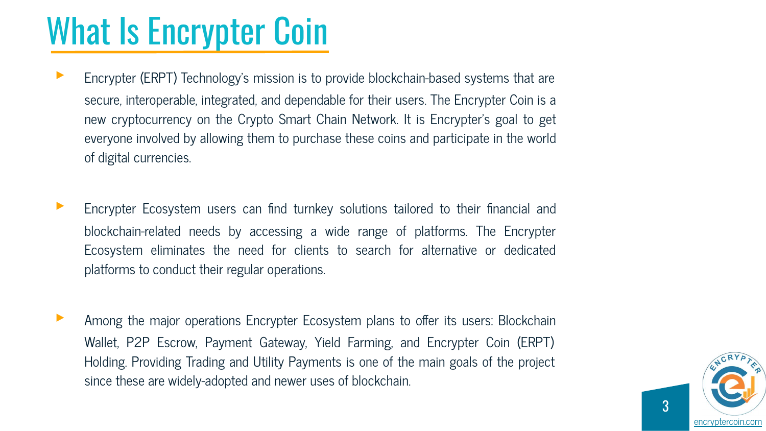# What Is Encrypter Coin

- Encrypter (ERPT) Technology's mission is to provide blockchain-based systems that are secure, interoperable, integrated, and dependable for their users. The Encrypter Coin is a new cryptocurrency on the Crypto Smart Chain Network. It is Encrypter's goal to get everyone involved by allowing them to purchase these coins and participate in the world of digital currencies.

- Encrypter Ecosystem users can find turnkey solutions tailored to their financial and blockchain-related needs by accessing a wide range of platforms. The Encrypter Ecosystem eliminates the need for clients to search for alternative or dedicated platforms to conduct their regular operations.

- Among the major operations Encrypter Ecosystem plans to offer its users: Blockchain Wallet, P2P Escrow, Payment Gateway, Yield Farming, and Encrypter Coin (ERPT) Holding. Providing Trading and Utility Payments is one of the main goals of the project since these are widely-adopted and newer uses of blockchain.

encryptercoin.com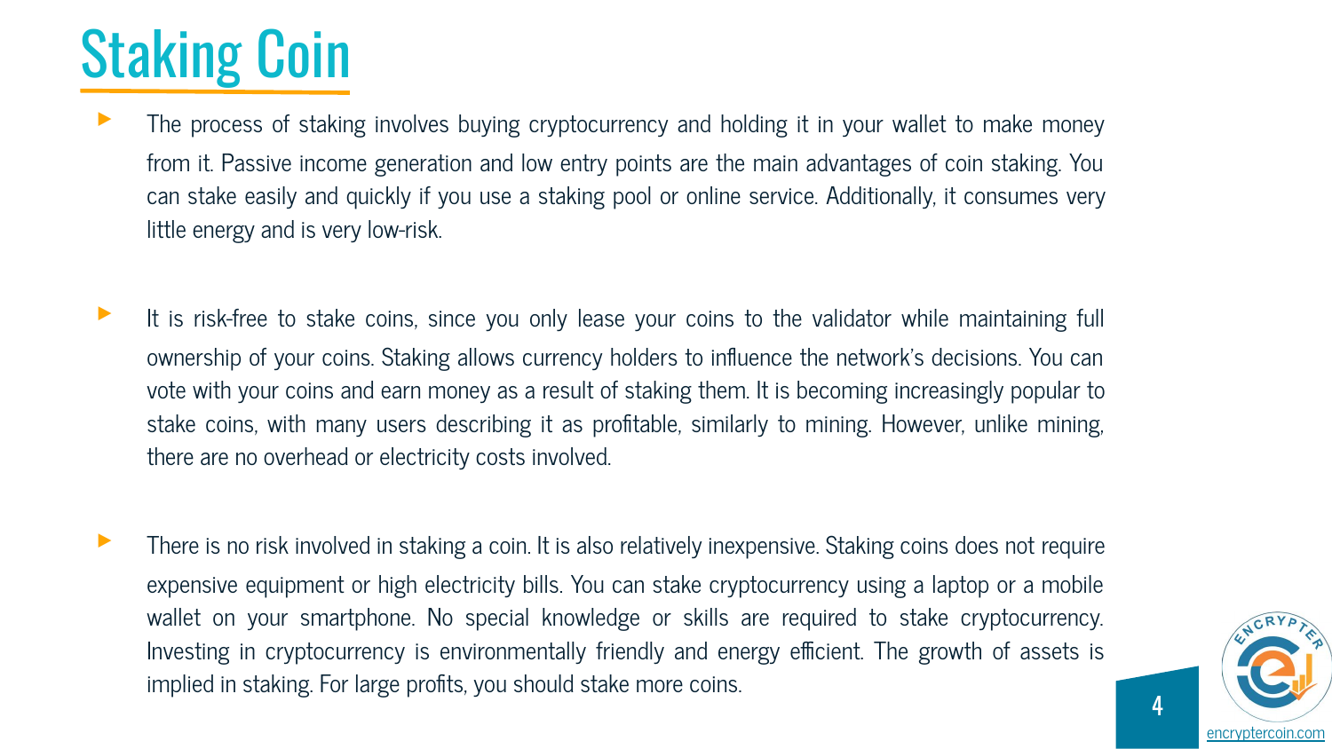# Staking Coin

- The process of staking involves buying cryptocurrency and holding it in your wallet to make money from it. Passive income generation and low entry points are the main advantages of coin staking. You can stake easily and quickly if you use a staking pool or online service. Additionally, it consumes very little energy and is very low-risk.

- It is risk-free to stake coins, since you only lease your coins to the validator while maintaining full ownership of your coins. Staking allows currency holders to influence the network's decisions. You can vote with your coins and earn money as a result of staking them. It is becoming increasingly popular to stake coins, with many users describing it as profitable, similarly to mining. However, unlike mining, there are no overhead or electricity costs involved.

- There is no risk involved in staking a coin. It is also relatively inexpensive. Staking coins does not require expensive equipment or high electricity bills. You can stake cryptocurrency using a laptop or a mobile wallet on your smartphone. No special knowledge or skills are required to stake cryptocurrency. Investing in cryptocurrency is environmentally friendly and energy efficient. The growth of assets is implied in staking. For large profits, you should stake more coins.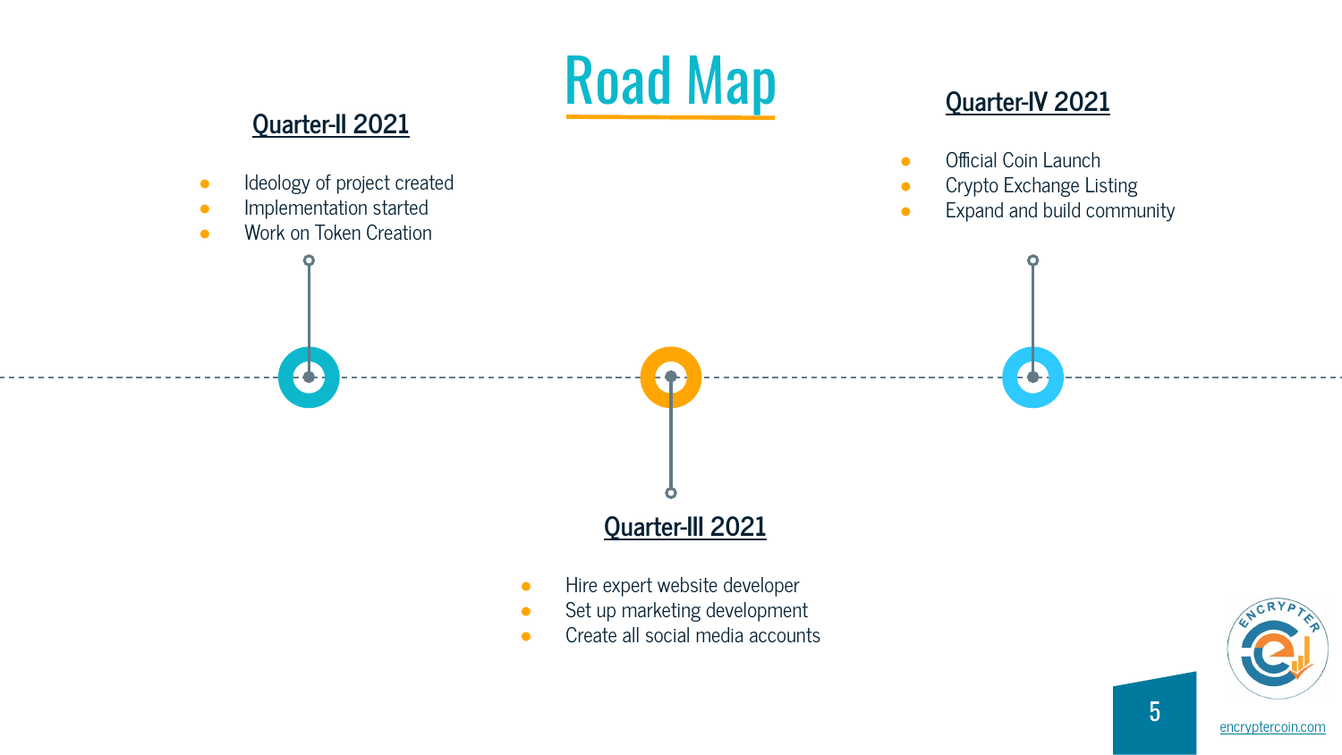# Road Map

## Quarter-II 2021

- Ideology of project created
- Implementation started
- Work on Token Creation

## Quarter-III 2021

- Hire expert website developer
- Set up marketing development
- Create all social media accounts

## Quarter-IV 2021

- Official Coin Launch
- Crypto Exchange Listing
- Expand and build community

encryptercoin.com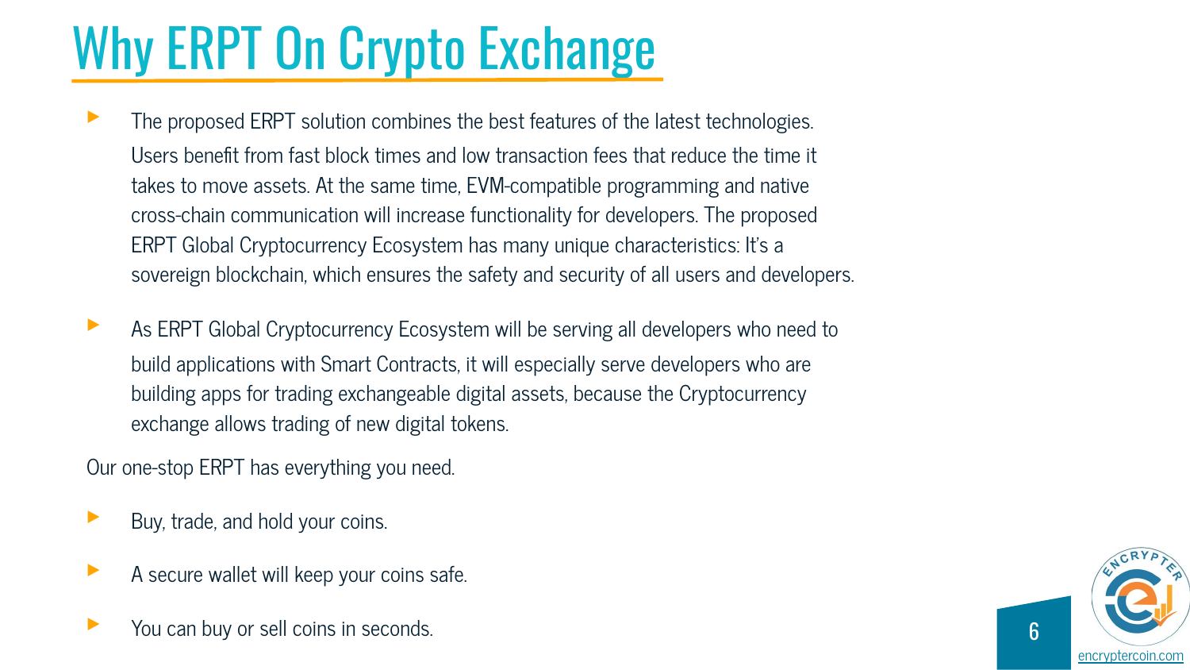# Why ERPT On Crypto Exchange

- The proposed ERPT solution combines the best features of the latest technologies. Users benefit from fast block times and low transaction fees that reduce the time it takes to move assets. At the same time, EVM-compatible programming and native cross-chain communication will increase functionality for developers. The proposed ERPT Global Cryptocurrency Ecosystem has many unique characteristics: It's a sovereign blockchain, which ensures the safety and security of all users and developers.

- As ERPT Global Cryptocurrency Ecosystem will be serving all developers who need to build applications with Smart Contracts, it will especially serve developers who are building apps for trading exchangeable digital assets, because the Cryptocurrency exchange allows trading of new digital tokens.

Our one-stop ERPT has everything you need.

- Buy, trade, and hold your coins.

- A secure wallet will keep your coins safe.

- You can buy or sell coins in seconds.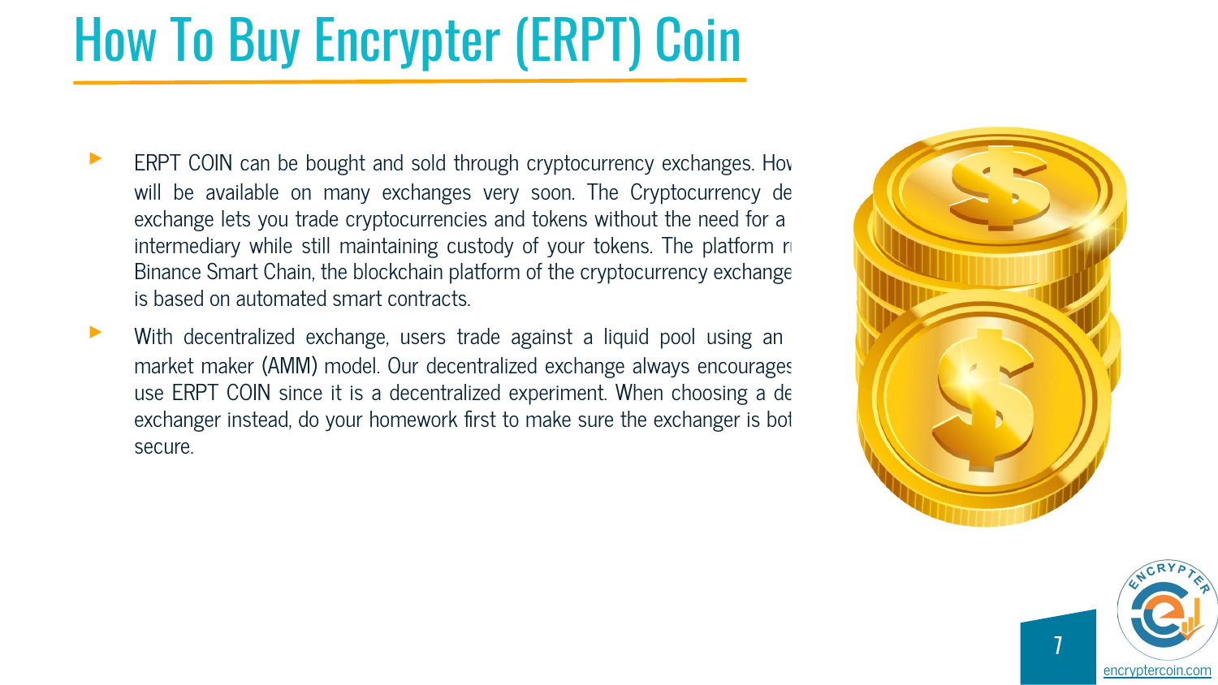# How To Buy Encrypter (ERPT) Coin

- ERPT COIN can be bought and sold through cryptocurrency exchanges. Hov will be available on many exchanges very soon. The Cryptocurrency de exchange lets you trade cryptocurrencies and tokens without the need for a intermediary while still maintaining custody of your tokens. The platform r Binance Smart Chain, the blockchain platform of the cryptocurrency exchange is based on automated smart contracts.
- With decentralized exchange, users trade against a liquid pool using an market maker (AMM) model. Our decentralized exchange always encourages use ERPT COIN since it is a decentralized experiment. When choosing a de exchanger instead, do your homework first to make sure the exchanger is bot secure.

encryptercoin.com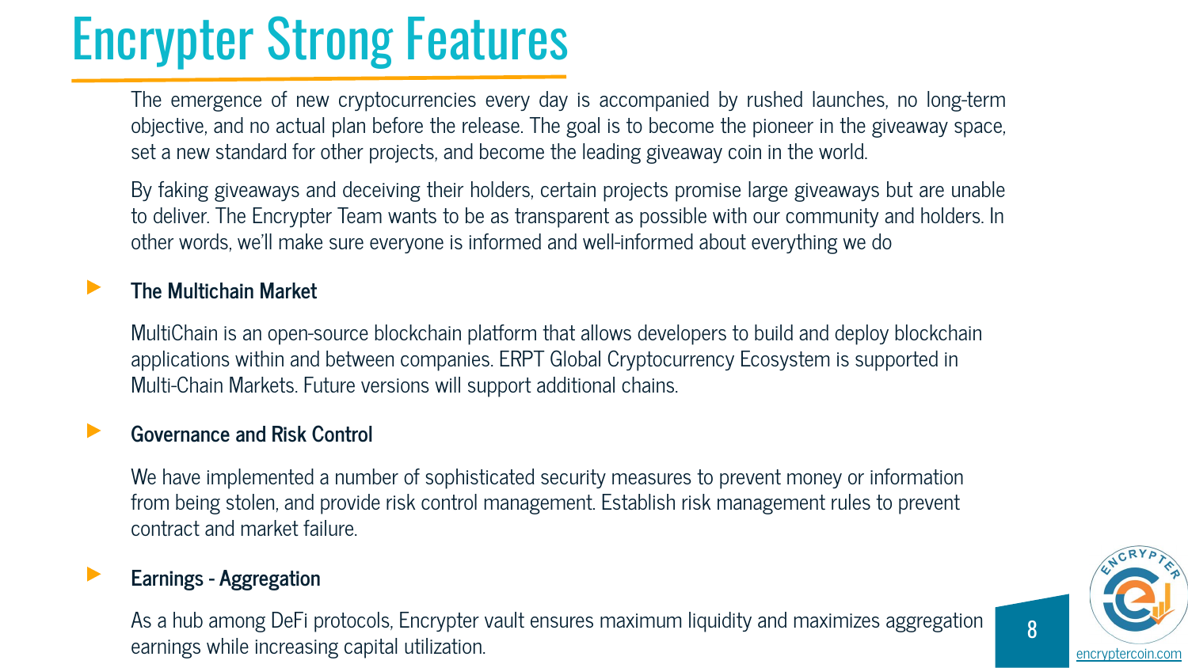# Encrypter Strong Features

The emergence of new cryptocurrencies every day is accompanied by rushed launches, no long-term objective, and no actual plan before the release. The goal is to become the pioneer in the giveaway space, set a new standard for other projects, and become the leading giveaway coin in the world.

By faking giveaways and deceiving their holders, certain projects promise large giveaways but are unable to deliver. The Encrypter Team wants to be as transparent as possible with our community and holders. In other words, we'll make sure everyone is informed and well-informed about everything we do

### The Multichain Market

MultiChain is an open-source blockchain platform that allows developers to build and deploy blockchain applications within and between companies. ERPT Global Cryptocurrency Ecosystem is supported in Multi-Chain Markets. Future versions will support additional chains.

### Governance and Risk Control

We have implemented a number of sophisticated security measures to prevent money or information from being stolen, and provide risk control management. Establish risk management rules to prevent contract and market failure.

### Earnings - Aggregation

As a hub among DeFi protocols, Encrypter vault ensures maximum liquidity and maximizes aggregation earnings while increasing capital utilization.

encryptercoin.com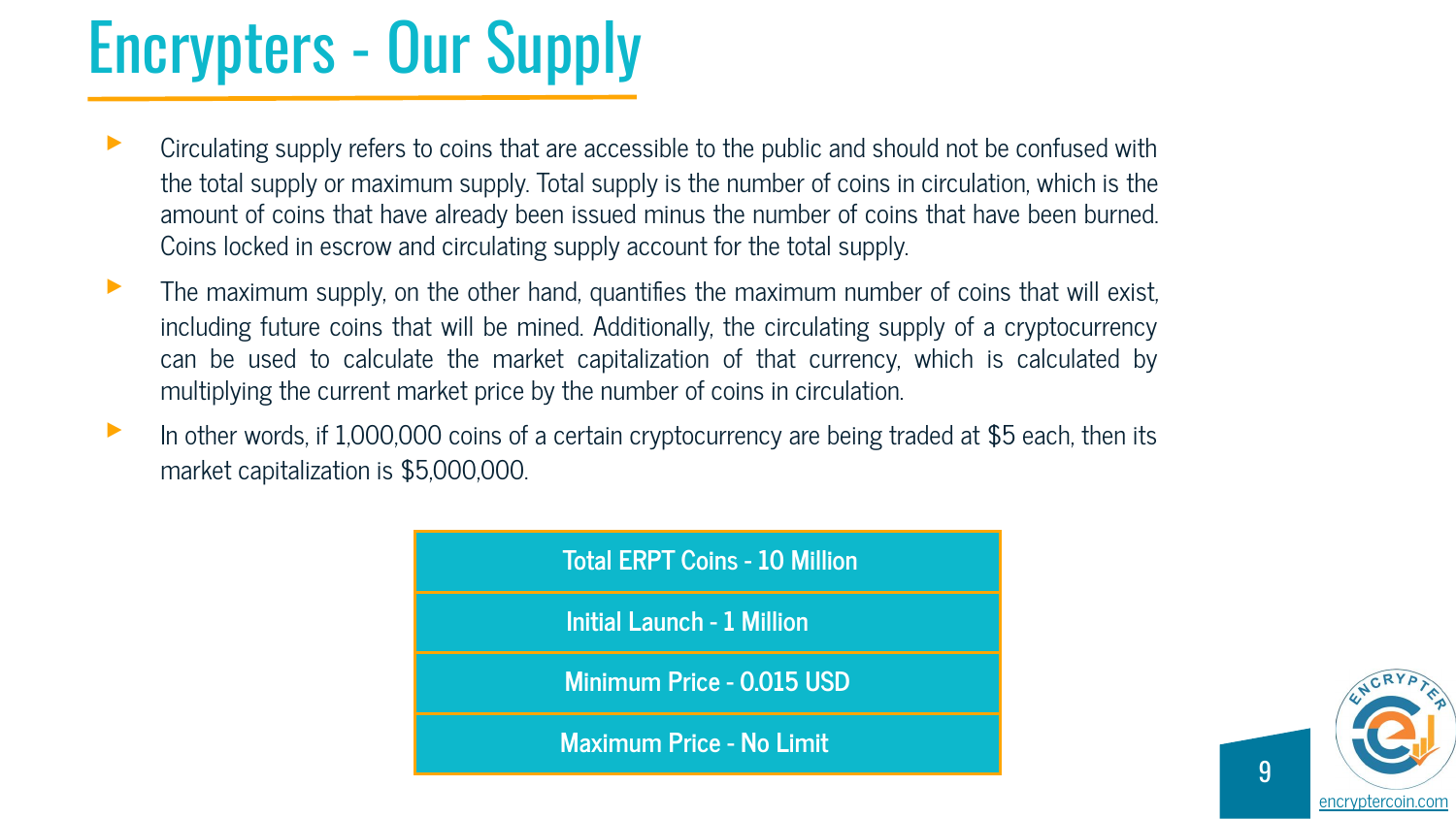# Encrypters - Our Supply

- Circulating supply refers to coins that are accessible to the public and should not be confused with the total supply or maximum supply. Total supply is the number of coins in circulation, which is the amount of coins that have already been issued minus the number of coins that have been burned. Coins locked in escrow and circulating supply account for the total supply.
- The maximum supply, on the other hand, quantifies the maximum number of coins that will exist, including future coins that will be mined. Additionally, the circulating supply of a cryptocurrency can be used to calculate the market capitalization of that currency, which is calculated by multiplying the current market price by the number of coins in circulation.
- In other words, if 1,000,000 coins of a certain cryptocurrency are being traded at $5 each, then its market capitalization is $5,000,000.

| Total ERPT Coins - 10 Million |
|---|
| Initial Launch - 1 Million |
| Minimum Price - 0.015 USD |
| Maximum Price - No Limit |

encryptercoin.com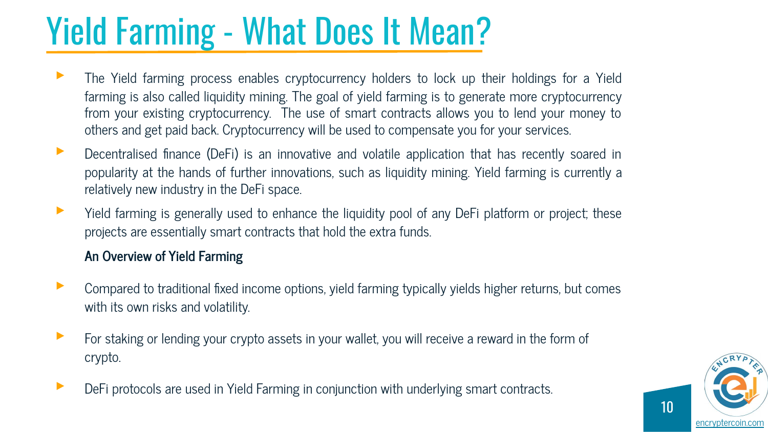# Yield Farming - What Does It Mean?

- The Yield farming process enables cryptocurrency holders to lock up their holdings for a Yield farming is also called liquidity mining. The goal of yield farming is to generate more cryptocurrency from your existing cryptocurrency. The use of smart contracts allows you to lend your money to others and get paid back. Cryptocurrency will be used to compensate you for your services.
- Decentralised finance (DeFi) is an innovative and volatile application that has recently soared in popularity at the hands of further innovations, such as liquidity mining. Yield farming is currently a relatively new industry in the DeFi space.
- Yield farming is generally used to enhance the liquidity pool of any DeFi platform or project; these projects are essentially smart contracts that hold the extra funds.

**An Overview of Yield Farming**

- Compared to traditional fixed income options, yield farming typically yields higher returns, but comes with its own risks and volatility.
- For staking or lending your crypto assets in your wallet, you will receive a reward in the form of crypto.
- DeFi protocols are used in Yield Farming in conjunction with underlying smart contracts.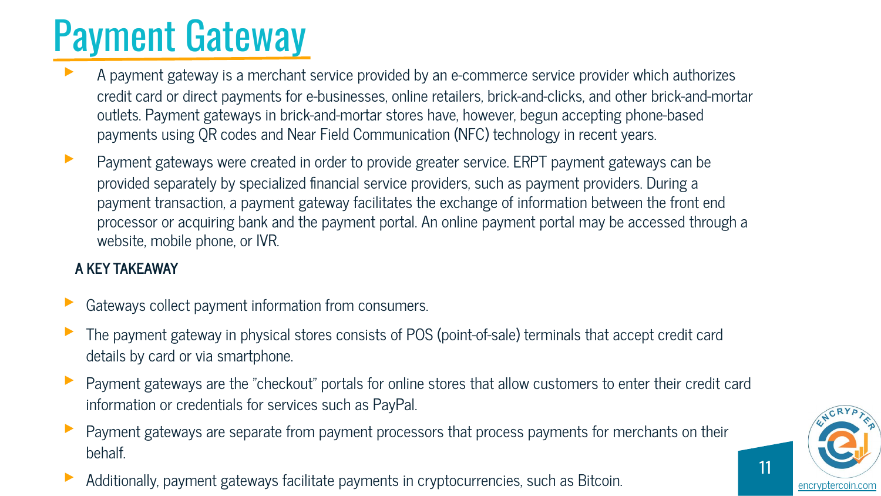# Payment Gateway

- A payment gateway is a merchant service provided by an e-commerce service provider which authorizes credit card or direct payments for e-businesses, online retailers, brick-and-clicks, and other brick-and-mortar outlets. Payment gateways in brick-and-mortar stores have, however, begun accepting phone-based payments using QR codes and Near Field Communication (NFC) technology in recent years.
- Payment gateways were created in order to provide greater service. ERPT payment gateways can be provided separately by specialized financial service providers, such as payment providers. During a payment transaction, a payment gateway facilitates the exchange of information between the front end processor or acquiring bank and the payment portal. An online payment portal may be accessed through a website, mobile phone, or IVR.

**A KEY TAKEAWAY**

- Gateways collect payment information from consumers.
- The payment gateway in physical stores consists of POS (point-of-sale) terminals that accept credit card details by card or via smartphone.
- Payment gateways are the "checkout" portals for online stores that allow customers to enter their credit card information or credentials for services such as PayPal.
- Payment gateways are separate from payment processors that process payments for merchants on their behalf.
- Additionally, payment gateways facilitate payments in cryptocurrencies, such as Bitcoin.

encryptercoin.com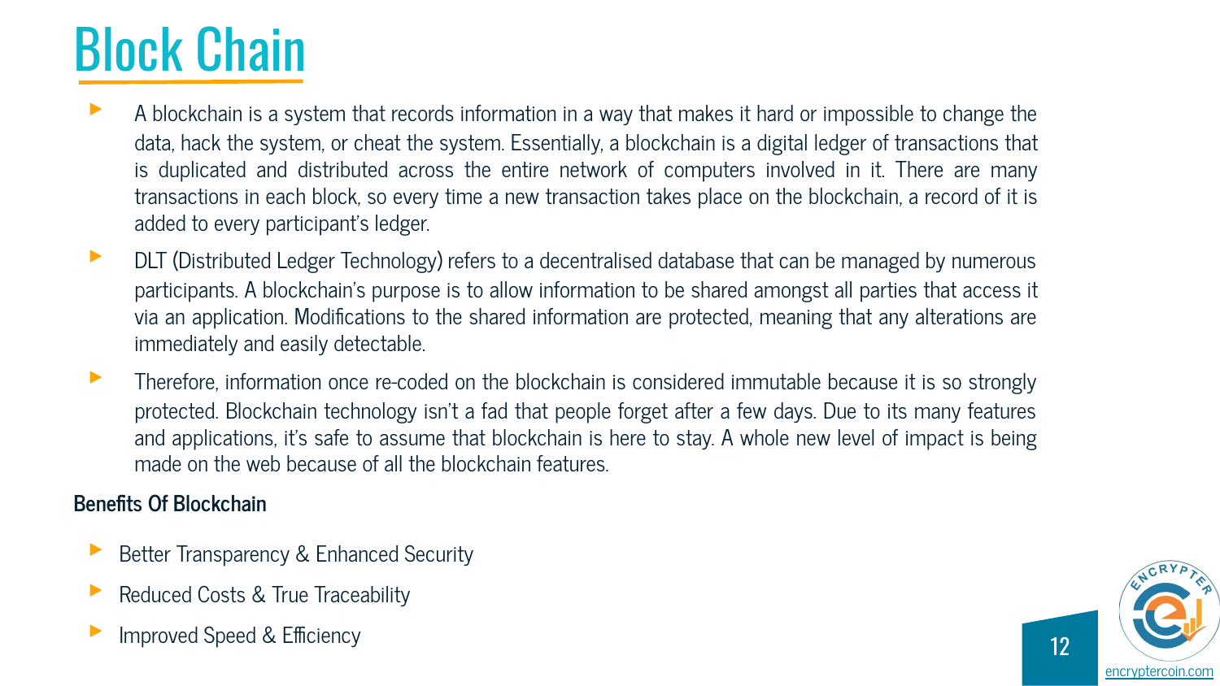# Block Chain

- A blockchain is a system that records information in a way that makes it hard or impossible to change the data, hack the system, or cheat the system. Essentially, a blockchain is a digital ledger of transactions that is duplicated and distributed across the entire network of computers involved in it. There are many transactions in each block, so every time a new transaction takes place on the blockchain, a record of it is added to every participant's ledger.
- DLT (Distributed Ledger Technology) refers to a decentralised database that can be managed by numerous participants. A blockchain's purpose is to allow information to be shared amongst all parties that access it via an application. Modifications to the shared information are protected, meaning that any alterations are immediately and easily detectable.
- Therefore, information once re-coded on the blockchain is considered immutable because it is so strongly protected. Blockchain technology isn't a fad that people forget after a few days. Due to its many features and applications, it's safe to assume that blockchain is here to stay. A whole new level of impact is being made on the web because of all the blockchain features.

**Benefits Of Blockchain**

- Better Transparency & Enhanced Security
- Reduced Costs & True Traceability
- Improved Speed & Efficiency

encryptercoin.com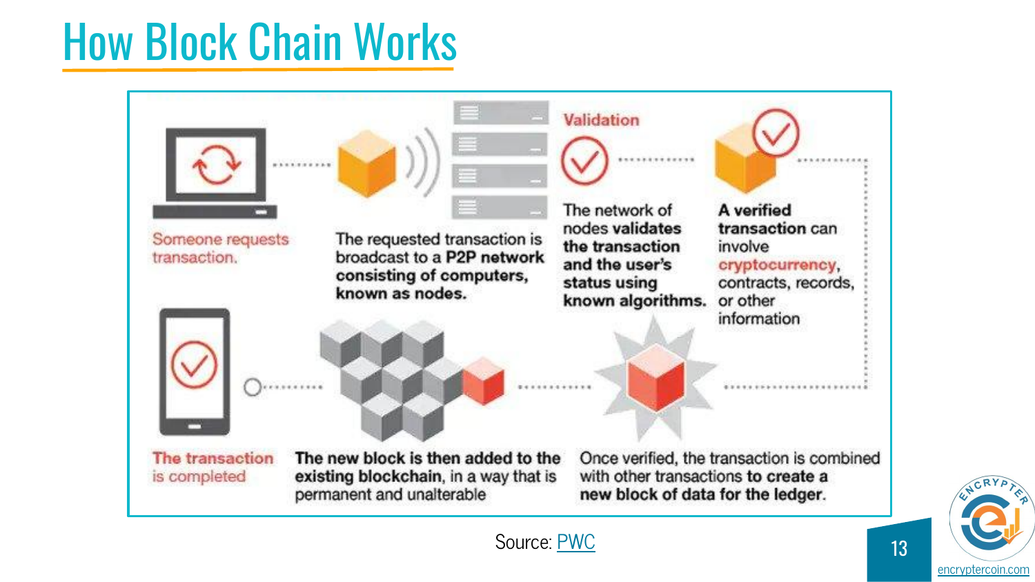# How Block Chain Works

Someone requests transaction.

The requested transaction is broadcast to a **P2P network consisting of computers, known as nodes.**

Validation

The network of **nodes validates the transaction and the user's status using known algorithms.**

**A verified transaction** can involve **cryptocurrency**, contracts, records, or other information

Once verified, the transaction is combined with other transactions **to create a new block of data for the ledger.**

**The new block is then added to the existing blockchain,** in a way that is permanent and unalterable

**The transaction** is completed

Source: PWC

encryptercoin.com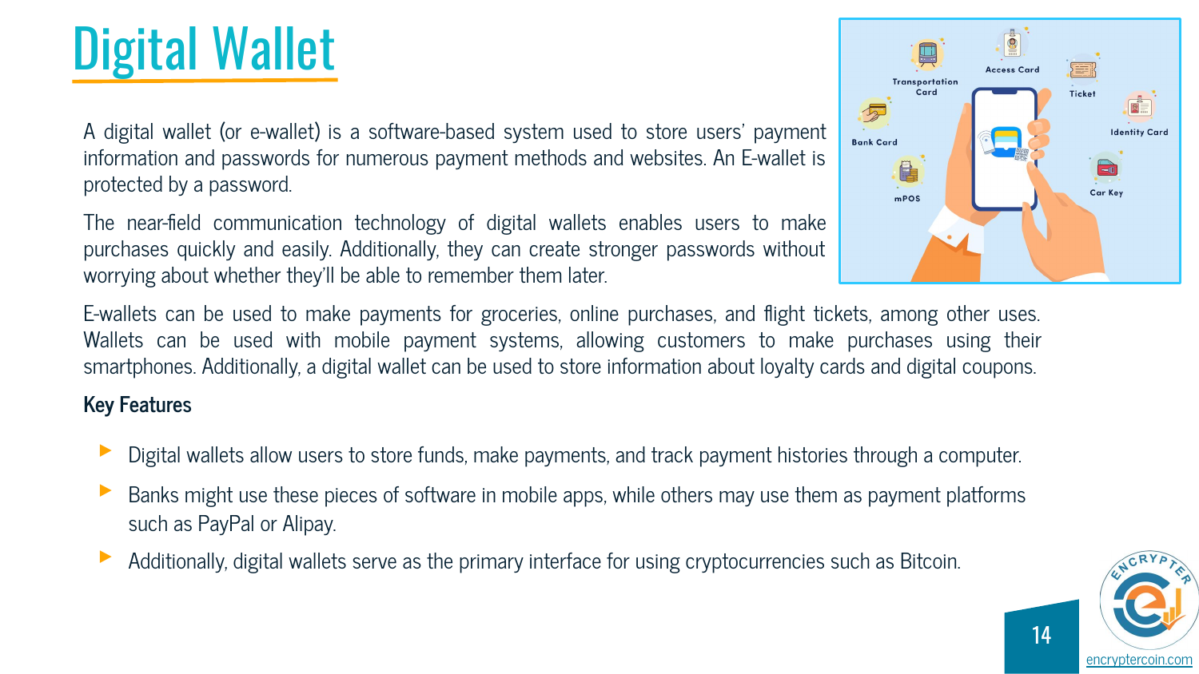# Digital Wallet

A digital wallet (or e-wallet) is a software-based system used to store users' payment information and passwords for numerous payment methods and websites. An E-wallet is protected by a password.

The near-field communication technology of digital wallets enables users to make purchases quickly and easily. Additionally, they can create stronger passwords without worrying about whether they'll be able to remember them later.

E-wallets can be used to make payments for groceries, online purchases, and flight tickets, among other uses. Wallets can be used with mobile payment systems, allowing customers to make purchases using their smartphones. Additionally, a digital wallet can be used to store information about loyalty cards and digital coupons.

**Key Features**

- Digital wallets allow users to store funds, make payments, and track payment histories through a computer.
- Banks might use these pieces of software in mobile apps, while others may use them as payment platforms such as PayPal or Alipay.
- Additionally, digital wallets serve as the primary interface for using cryptocurrencies such as Bitcoin.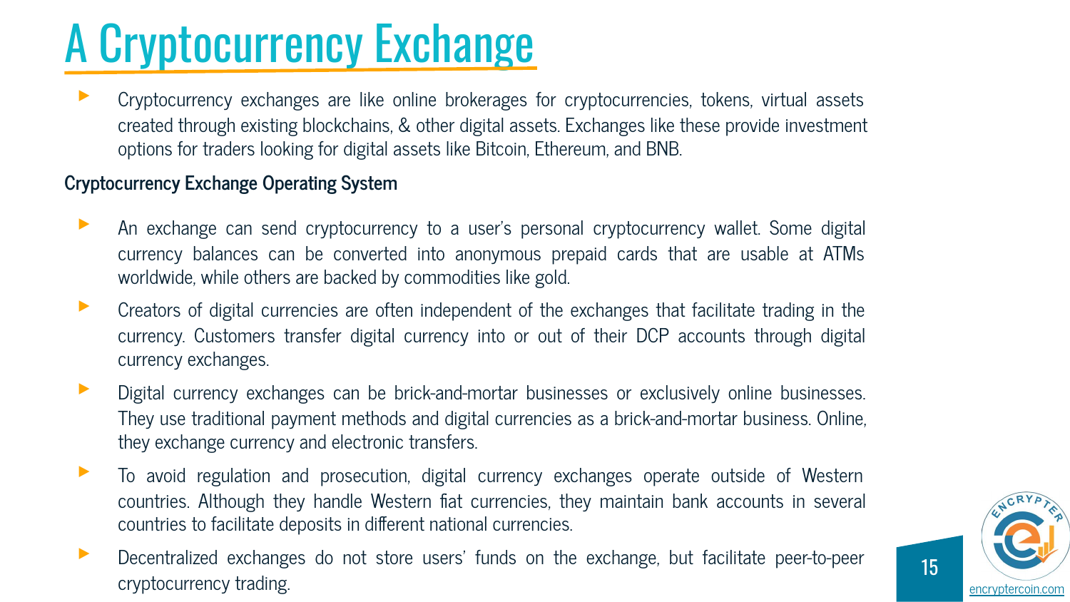# A Cryptocurrency Exchange

- Cryptocurrency exchanges are like online brokerages for cryptocurrencies, tokens, virtual assets created through existing blockchains, & other digital assets. Exchanges like these provide investment options for traders looking for digital assets like Bitcoin, Ethereum, and BNB.

**Cryptocurrency Exchange Operating System**

- An exchange can send cryptocurrency to a user's personal cryptocurrency wallet. Some digital currency balances can be converted into anonymous prepaid cards that are usable at ATMs worldwide, while others are backed by commodities like gold.
- Creators of digital currencies are often independent of the exchanges that facilitate trading in the currency. Customers transfer digital currency into or out of their DCP accounts through digital currency exchanges.
- Digital currency exchanges can be brick-and-mortar businesses or exclusively online businesses. They use traditional payment methods and digital currencies as a brick-and-mortar business. Online, they exchange currency and electronic transfers.
- To avoid regulation and prosecution, digital currency exchanges operate outside of Western countries. Although they handle Western fiat currencies, they maintain bank accounts in several countries to facilitate deposits in different national currencies.
- Decentralized exchanges do not store users' funds on the exchange, but facilitate peer-to-peer cryptocurrency trading.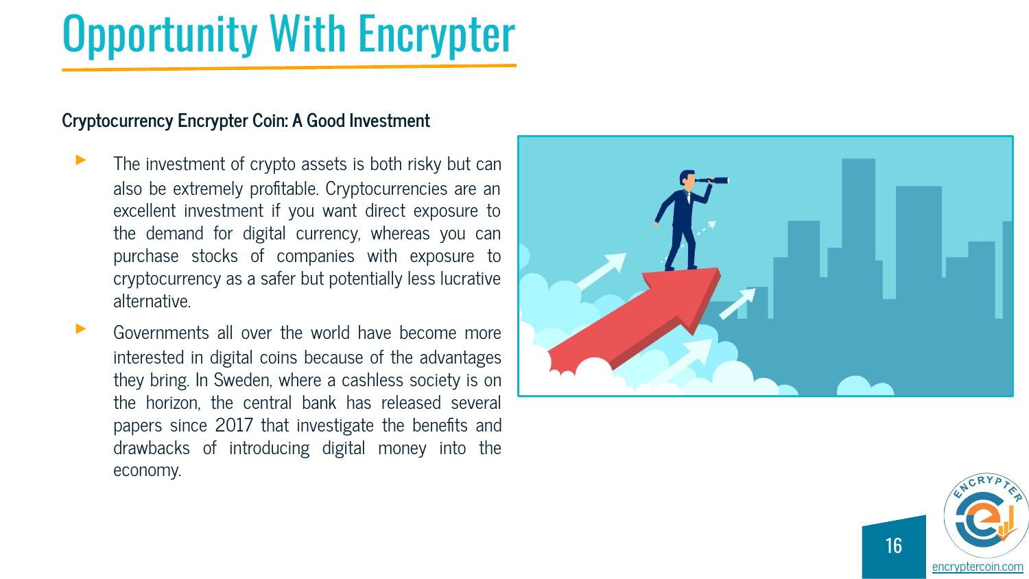# Opportunity With Encrypter

### Cryptocurrency Encrypter Coin: A Good Investment

- The investment of crypto assets is both risky but can also be extremely profitable. Cryptocurrencies are an excellent investment if you want direct exposure to the demand for digital currency, whereas you can purchase stocks of companies with exposure to cryptocurrency as a safer but potentially less lucrative alternative.
- Governments all over the world have become more interested in digital coins because of the advantages they bring. In Sweden, where a cashless society is on the horizon, the central bank has released several papers since 2017 that investigate the benefits and drawbacks of introducing digital money into the economy.

encryptercoin.com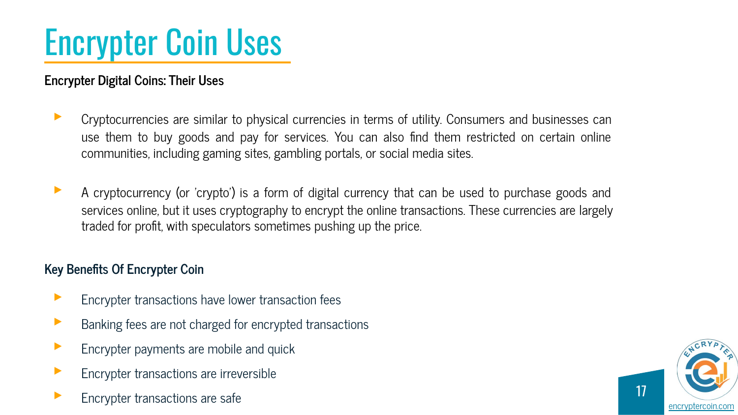# Encrypter Coin Uses

## Encrypter Digital Coins: Their Uses

- Cryptocurrencies are similar to physical currencies in terms of utility. Consumers and businesses can use them to buy goods and pay for services. You can also find them restricted on certain online communities, including gaming sites, gambling portals, or social media sites.

- A cryptocurrency (or 'crypto') is a form of digital currency that can be used to purchase goods and services online, but it uses cryptography to encrypt the online transactions. These currencies are largely traded for profit, with speculators sometimes pushing up the price.

## Key Benefits Of Encrypter Coin

- Encrypter transactions have lower transaction fees
- Banking fees are not charged for encrypted transactions
- Encrypter payments are mobile and quick
- Encrypter transactions are irreversible
- Encrypter transactions are safe

encryptercoin.com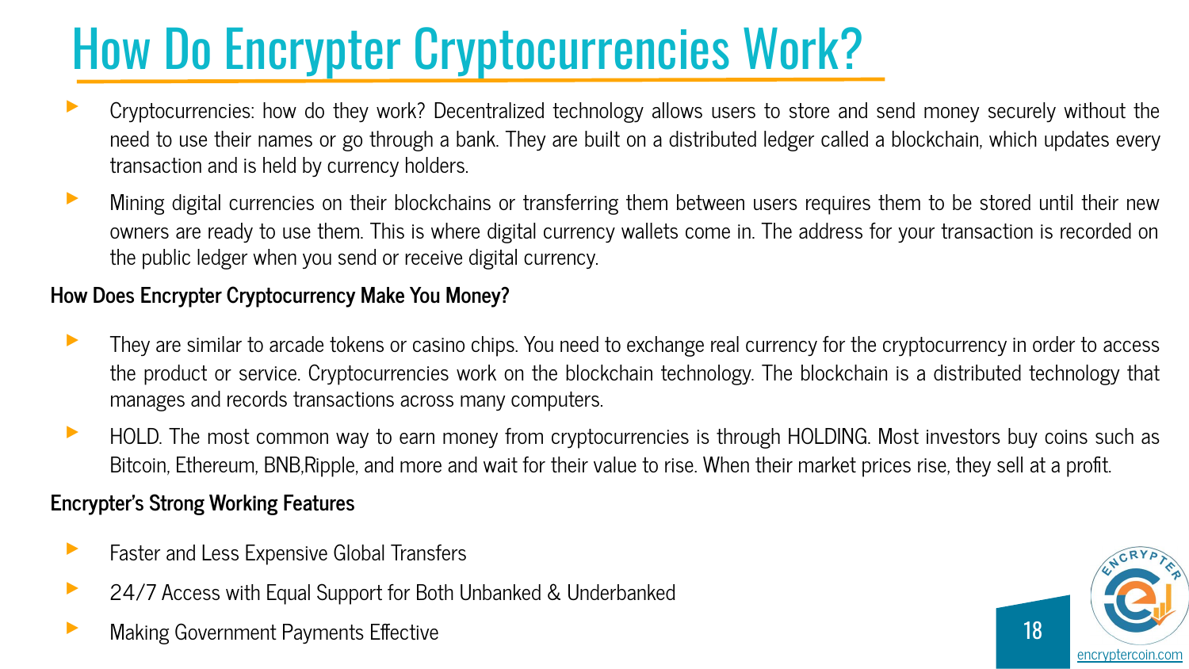# How Do Encrypter Cryptocurrencies Work?

- Cryptocurrencies: how do they work? Decentralized technology allows users to store and send money securely without the need to use their names or go through a bank. They are built on a distributed ledger called a blockchain, which updates every transaction and is held by currency holders.
- Mining digital currencies on their blockchains or transferring them between users requires them to be stored until their new owners are ready to use them. This is where digital currency wallets come in. The address for your transaction is recorded on the public ledger when you send or receive digital currency.

### How Does Encrypter Cryptocurrency Make You Money?

- They are similar to arcade tokens or casino chips. You need to exchange real currency for the cryptocurrency in order to access the product or service. Cryptocurrencies work on the blockchain technology. The blockchain is a distributed technology that manages and records transactions across many computers.
- HOLD. The most common way to earn money from cryptocurrencies is through HOLDING. Most investors buy coins such as Bitcoin, Ethereum, BNB,Ripple, and more and wait for their value to rise. When their market prices rise, they sell at a profit.

### Encrypter's Strong Working Features

- Faster and Less Expensive Global Transfers
- 24/7 Access with Equal Support for Both Unbanked & Underbanked
- Making Government Payments Effective

encryptercoin.com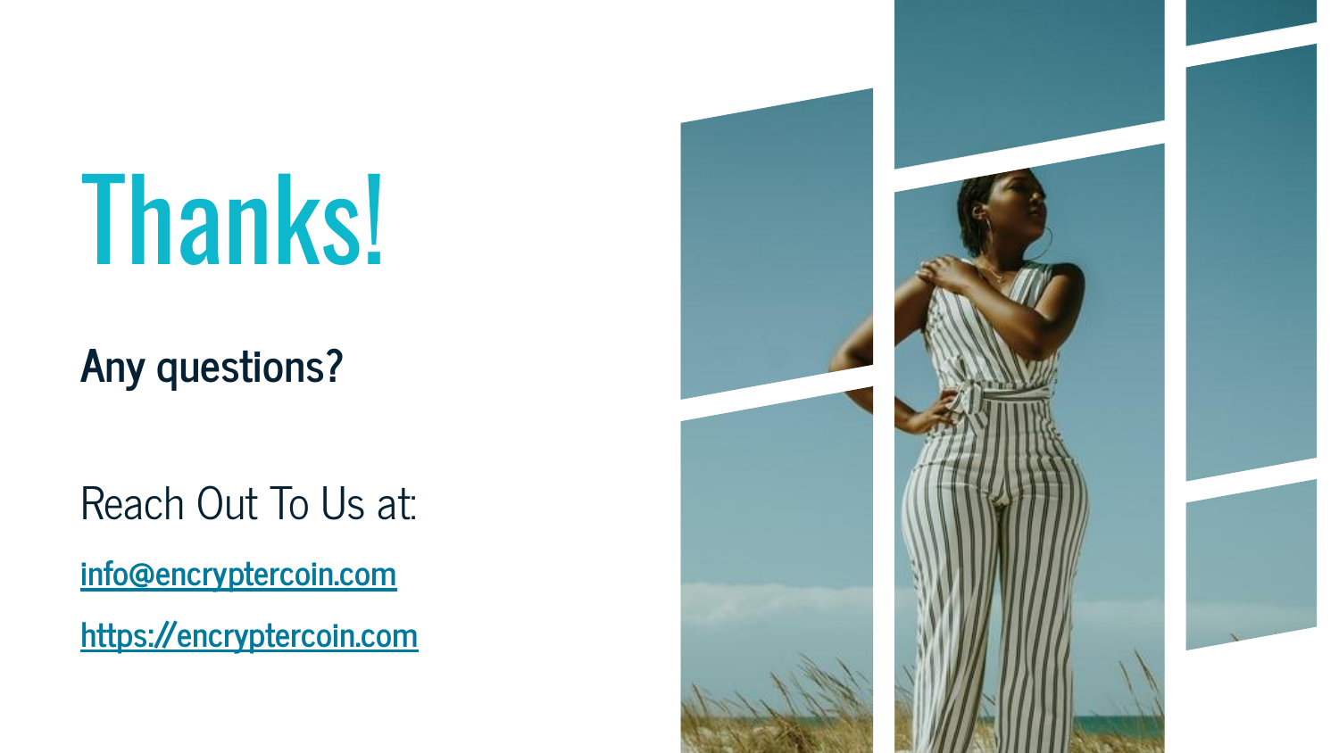# Thanks!

**Any questions?**

Reach Out To Us at:

info@encryptercoin.com

https://encryptercoin.com